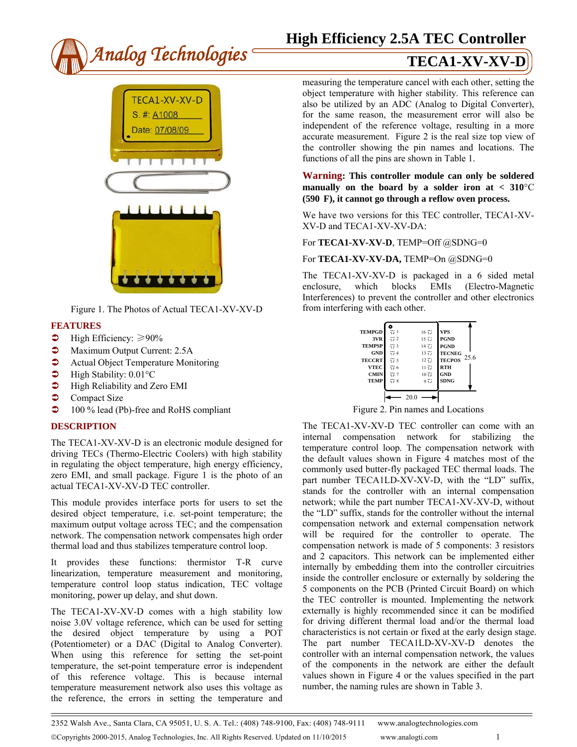# High Efficiency 2.5A TEC Controller

## TECA1-XV-XV-D

Figure 1. The Photos of Actual TECA1-XV-XV-D

## FEATURES

- High Efficiency: ≥90%
- Maximum Output Current: 2.5A
- Actual Object Temperature Monitoring
- High Stability: 0.01°C
- High Reliability and Zero EMI
- Compact Size
- 100 % lead (Pb)-free and RoHS compliant

## DESCRIPTION

The TECA1-XV-XV-D is an electronic module designed for driving TECs (Thermo-Electric Coolers) with high stability in regulating the object temperature, high energy efficiency, zero EMI, and small package. Figure 1 is the photo of an actual TECA1-XV-XV-D TEC controller.

This module provides interface ports for users to set the desired object temperature, i.e. set-point temperature; the maximum output voltage across TEC; and the compensation network. The compensation network compensates high order thermal load and thus stabilizes temperature control loop.

It provides these functions: thermistor T-R curve linearization, temperature measurement and monitoring, temperature control loop status indication, TEC voltage monitoring, power up delay, and shut down.

The TECA1-XV-XV-D comes with a high stability low noise 3.0V voltage reference, which can be used for setting the desired object temperature by using a POT (Potentiometer) or a DAC (Digital to Analog Converter). When using this reference for setting the set-point temperature, the set-point temperature error is independent of this reference voltage. This is because internal temperature measurement network also uses this voltage as the reference, the errors in setting the temperature and measuring the temperature cancel with each other, setting the object temperature with higher stability. This reference can also be utilized by an ADC (Analog to Digital Converter), for the same reason, the measurement error will also be independent of the reference voltage, resulting in a more accurate measurement. Figure 2 is the real size top view of the controller showing the pin names and locations. The functions of all the pins are shown in Table 1.

**Warning: This controller module can only be soldered manually on the board by a solder iron at < 310°C (590 F), it cannot go through a reflow oven process.**

We have two versions for this TEC controller, TECA1-XV-XV-D and TECA1-XV-XV-DA:

For **TECA1-XV-XV-D**, TEMP=Off @SDNG=0

For **TECA1-XV-XV-DA,** TEMP=On @SDNG=0

The TECA1-XV-XV-D is packaged in a 6 sided metal enclosure, which blocks EMIs (Electro-Magnetic Interferences) to prevent the controller and other electronics from interfering with each other.

| Pin Name | Pin # | Pin # | Pin Name |
|---|---|---|---|
| TEMPGD | 1 | 16 | VPS |
| 3VR | 2 | 15 | PGND |
| TEMPSP | 3 | 14 | PGND |
| GND | 4 | 13 | TECNEG |
| TECCRT | 5 | 12 | TECPOS |
| VTEC | 6 | 11 | RTH |
| CMIN | 7 | 10 | GND |
| TEMP | 8 | 9 | SDNG |

Dimensions: 20.0 (width) × 25.6 (height)

Figure 2. Pin names and Locations

The TECA1-XV-XV-D TEC controller can come with an internal compensation network for stabilizing the temperature control loop. The compensation network with the default values shown in Figure 4 matches most of the commonly used butter-fly packaged TEC thermal loads. The part number TECA1LD-XV-XV-D, with the "LD" suffix, stands for the controller with an internal compensation network; while the part number TECA1-XV-XV-D, without the "LD" suffix, stands for the controller without the internal compensation network and external compensation network will be required for the controller to operate. The compensation network is made of 5 components: 3 resistors and 2 capacitors. This network can be implemented either internally by embedding them into the controller circuitries inside the controller enclosure or externally by soldering the 5 components on the PCB (Printed Circuit Board) on which the TEC controller is mounted. Implementing the network externally is highly recommended since it can be modified for driving different thermal load and/or the thermal load characteristics is not certain or fixed at the early design stage. The part number TECA1LD-XV-XV-D denotes the controller with an internal compensation network, the values of the components in the network are either the default values shown in Figure 4 or the values specified in the part number, the naming rules are shown in Table 3.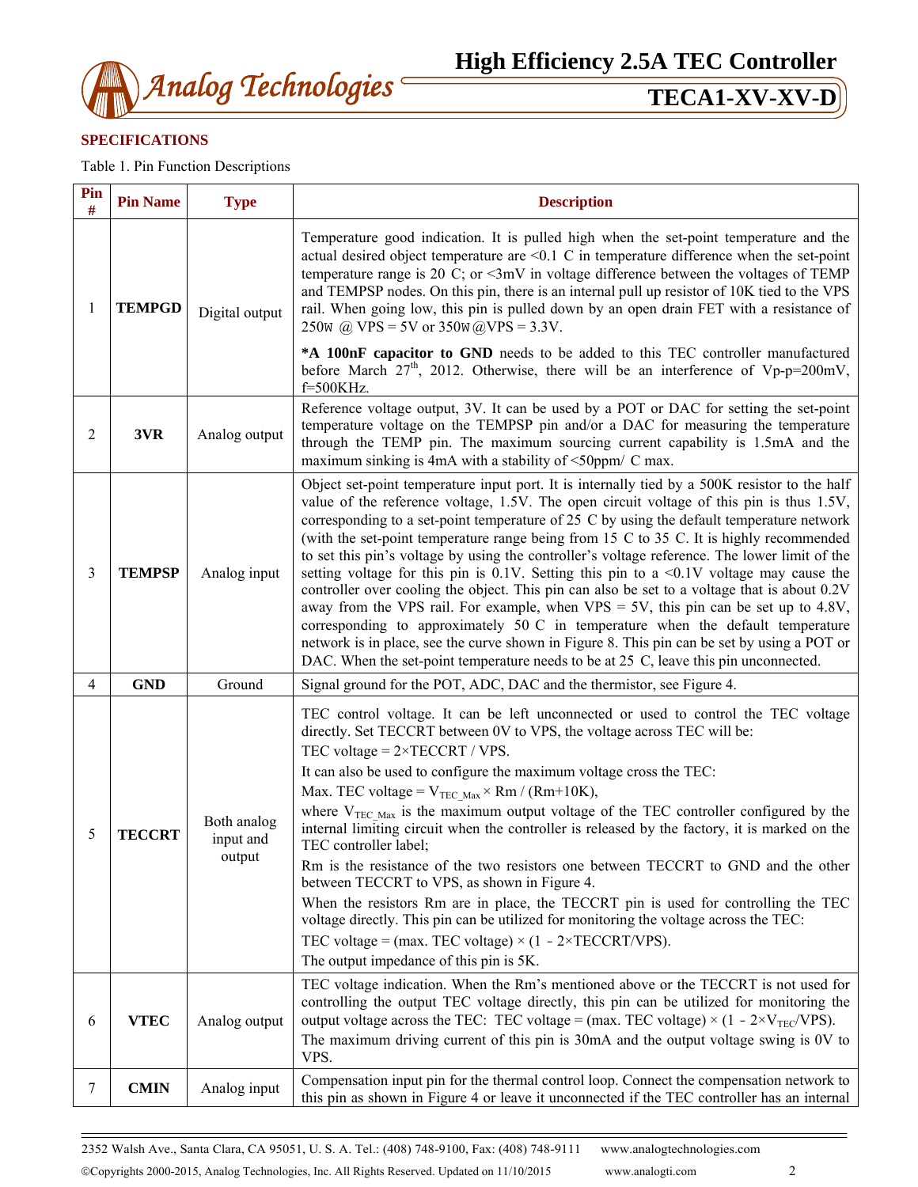## SPECIFICATIONS

Table 1. Pin Function Descriptions

| Pin # | Pin Name | Type | Description |
|---|---|---|---|
| 1 | **TEMPGD** | Digital output | Temperature good indication. It is pulled high when the set-point temperature and the actual desired object temperature are <0.1 C in temperature difference when the set-point temperature range is 20 C; or <3mV in voltage difference between the voltages of TEMP and TEMPSP nodes. On this pin, there is an internal pull up resistor of 10K tied to the VPS rail. When going low, this pin is pulled down by an open drain FET with a resistance of 250W @ VPS = 5V or 350W @VPS = 3.3V. <br> **\*A 100nF capacitor to GND** needs to be added to this TEC controller manufactured before March 27th, 2012. Otherwise, there will be an interference of Vp-p=200mV, f=500KHz. |
| 2 | **3VR** | Analog output | Reference voltage output, 3V. It can be used by a POT or DAC for setting the set-point temperature voltage on the TEMPSP pin and/or a DAC for measuring the temperature through the TEMP pin. The maximum sourcing current capability is 1.5mA and the maximum sinking is 4mA with a stability of <50ppm/ C max. |
| 3 | **TEMPSP** | Analog input | Object set-point temperature input port. It is internally tied by a 500K resistor to the half value of the reference voltage, 1.5V. The open circuit voltage of this pin is thus 1.5V, corresponding to a set-point temperature of 25 C by using the default temperature network (with the set-point temperature range being from 15 C to 35 C. It is highly recommended to set this pin's voltage by using the controller's voltage reference. The lower limit of the setting voltage for this pin is 0.1V. Setting this pin to a <0.1V voltage may cause the controller over cooling the object. This pin can also be set to a voltage that is about 0.2V away from the VPS rail. For example, when VPS = 5V, this pin can be set up to 4.8V, corresponding to approximately 50 C in temperature when the default temperature network is in place, see the curve shown in Figure 8. This pin can be set by using a POT or DAC. When the set-point temperature needs to be at 25 C, leave this pin unconnected. |
| 4 | **GND** | Ground | Signal ground for the POT, ADC, DAC and the thermistor, see Figure 4. |
| 5 | **TECCRT** | Both analog input and output | TEC control voltage. It can be left unconnected or used to control the TEC voltage directly. Set TECCRT between 0V to VPS, the voltage across TEC will be: <br> TEC voltage = 2×TECCRT / VPS. <br> It can also be used to configure the maximum voltage cross the TEC: <br> Max. TEC voltage = $V_{TEC\_Max}$ × Rm / (Rm+10K), <br> where $V_{TEC\_Max}$ is the maximum output voltage of the TEC controller configured by the internal limiting circuit when the controller is released by the factory, it is marked on the TEC controller label; <br> Rm is the resistance of the two resistors one between TECCRT to GND and the other between TECCRT to VPS, as shown in Figure 4. <br> When the resistors Rm are in place, the TECCRT pin is used for controlling the TEC voltage directly. This pin can be utilized for monitoring the voltage across the TEC: <br> TEC voltage = (max. TEC voltage) × (1 - 2×TECCRT/VPS). <br> The output impedance of this pin is 5K. |
| 6 | **VTEC** | Analog output | TEC voltage indication. When the Rm's mentioned above or the TECCRT is not used for controlling the output TEC voltage directly, this pin can be utilized for monitoring the output voltage across the TEC: TEC voltage = (max. TEC voltage) × (1 - 2×$V_{TEC}$/VPS). <br> The maximum driving current of this pin is 30mA and the output voltage swing is 0V to VPS. |
| 7 | **CMIN** | Analog input | Compensation input pin for the thermal control loop. Connect the compensation network to this pin as shown in Figure 4 or leave it unconnected if the TEC controller has an internal |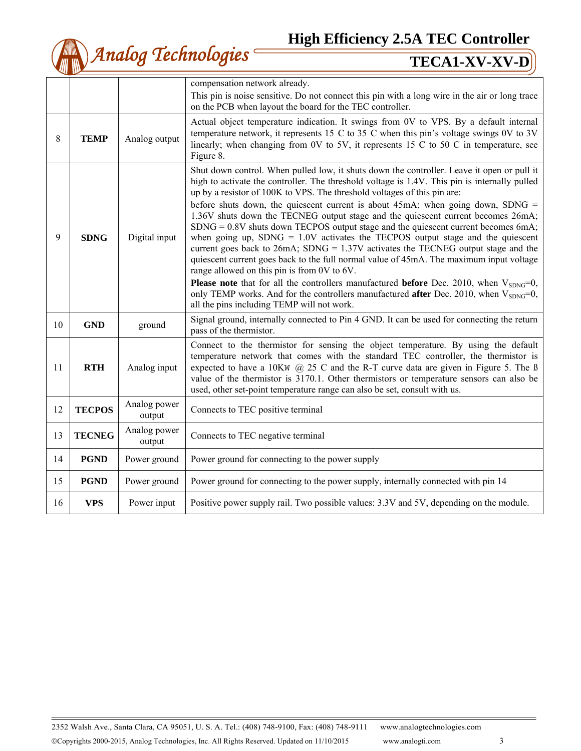|  |  |  | compensation network already.<br>This pin is noise sensitive. Do not connect this pin with a long wire in the air or long trace on the PCB when layout the board for the TEC controller. |
|---|---|---|---|
| 8 | **TEMP** | Analog output | Actual object temperature indication. It swings from 0V to VPS. By a default internal temperature network, it represents 15 C to 35 C when this pin's voltage swings 0V to 3V linearly; when changing from 0V to 5V, it represents 15 C to 50 C in temperature, see Figure 8. |
| 9 | **SDNG** | Digital input | Shut down control. When pulled low, it shuts down the controller. Leave it open or pull it high to activate the controller. The threshold voltage is 1.4V. This pin is internally pulled up by a resistor of 100K to VPS. The threshold voltages of this pin are:<br>before shuts down, the quiescent current is about 45mA; when going down, SDNG = 1.36V shuts down the TECNEG output stage and the quiescent current becomes 26mA; SDNG = 0.8V shuts down TECPOS output stage and the quiescent current becomes 6mA; when going up, SDNG = 1.0V activates the TECPOS output stage and the quiescent current goes back to 26mA; SDNG = 1.37V activates the TECNEG output stage and the quiescent current goes back to the full normal value of 45mA. The maximum input voltage range allowed on this pin is from 0V to 6V.<br>**Please note** that for all the controllers manufactured **before** Dec. 2010, when $V_{SDNG}$=0, only TEMP works. And for the controllers manufactured **after** Dec. 2010, when $V_{SDNG}$=0, all the pins including TEMP will not work. |
| 10 | **GND** | ground | Signal ground, internally connected to Pin 4 GND. It can be used for connecting the return pass of the thermistor. |
| 11 | **RTH** | Analog input | Connect to the thermistor for sensing the object temperature. By using the default temperature network that comes with the standard TEC controller, the thermistor is expected to have a 10KΩ @ 25 C and the R-T curve data are given in Figure 5. The ß value of the thermistor is 3170.1. Other thermistors or temperature sensors can also be used, other set-point temperature range can also be set, consult with us. |
| 12 | **TECPOS** | Analog power output | Connects to TEC positive terminal |
| 13 | **TECNEG** | Analog power output | Connects to TEC negative terminal |
| 14 | **PGND** | Power ground | Power ground for connecting to the power supply |
| 15 | **PGND** | Power ground | Power ground for connecting to the power supply, internally connected with pin 14 |
| 16 | **VPS** | Power input | Positive power supply rail. Two possible values: 3.3V and 5V, depending on the module. |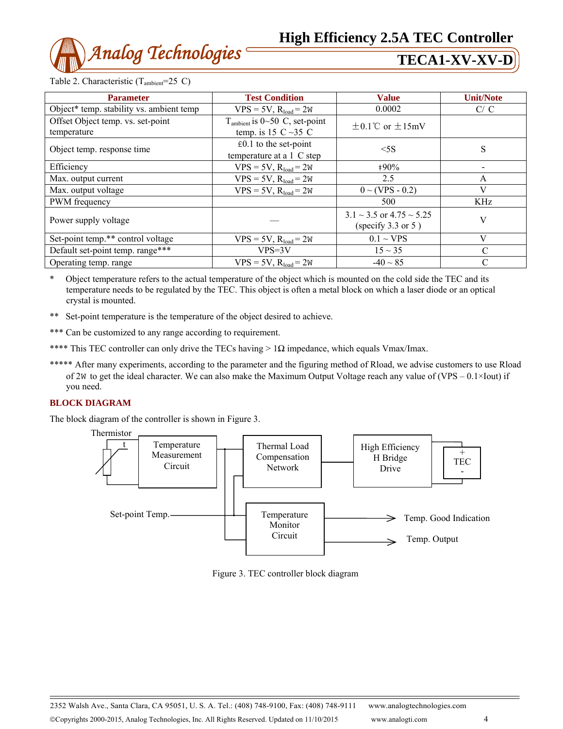Table 2. Characteristic ($T_{ambient}$=25 C)

| Parameter | Test Condition | Value | Unit/Note |
|---|---|---|---|
| Object* temp. stability vs. ambient temp | VPS = 5V, $R_{load}$ = 2W | 0.0002 | C/ C |
| Offset Object temp. vs. set-point temperature | $T_{ambient}$ is 0~50 C, set-point temp. is 15 C ~35 C | ±0.1℃ or ±15mV | |
| Object temp. response time | £0.1 to the set-point temperature at a 1 C step | <5S | S |
| Efficiency | VPS = 5V, $R_{load}$ = 2W | ‡90% | - |
| Max. output current | VPS = 5V, $R_{load}$ = 2W | 2.5 | A |
| Max. output voltage | VPS = 5V, $R_{load}$ = 2W | 0 ~ (VPS - 0.2) | V |
| PWM frequency | | 500 | KHz |
| Power supply voltage | — | 3.1 ~ 3.5 or 4.75 ~ 5.25 (specify 3.3 or 5 ) | V |
| Set-point temp.** control voltage | VPS = 5V, $R_{load}$ = 2W | 0.1 ~ VPS | V |
| Default set-point temp. range*** | VPS=3V | 15 ~ 35 | C |
| Operating temp. range | VPS = 5V, $R_{load}$ = 2W | -40 ~ 85 | C |

\* Object temperature refers to the actual temperature of the object which is mounted on the cold side the TEC and its temperature needs to be regulated by the TEC. This object is often a metal block on which a laser diode or an optical crystal is mounted.

** Set-point temperature is the temperature of the object desired to achieve.

*** Can be customized to any range according to requirement.

**** This TEC controller can only drive the TECs having > 1Ω impedance, which equals Vmax/Imax.

***** After many experiments, according to the parameter and the figuring method of Rload, we advise customers to use Rload of 2W to get the ideal character. We can also make the Maximum Output Voltage reach any value of (VPS – 0.1×Iout) if you need.

## BLOCK DIAGRAM

The block diagram of the controller is shown in Figure 3.

Figure 3. TEC controller block diagram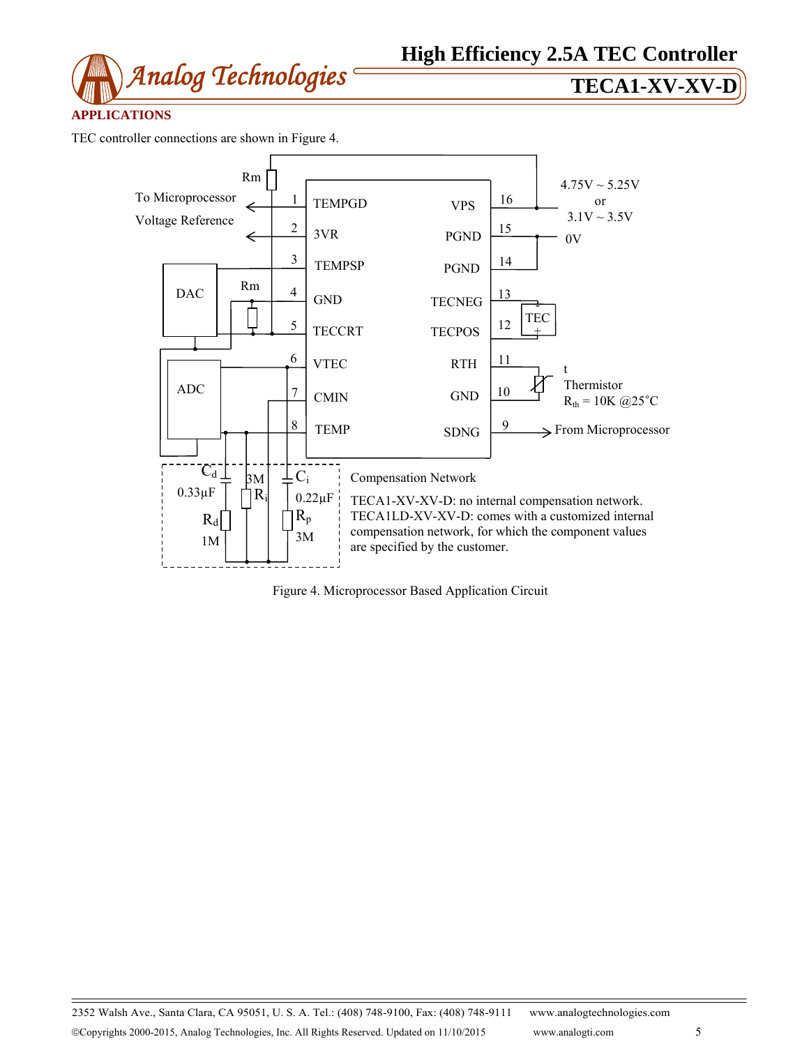## APPLICATIONS

TEC controller connections are shown in Figure 4.

Compensation Network

TECA1-XV-XV-D: no internal compensation network.
TECA1LD-XV-XV-D: comes with a customized internal compensation network, for which the component values are specified by the customer.

Figure 4. Microprocessor Based Application Circuit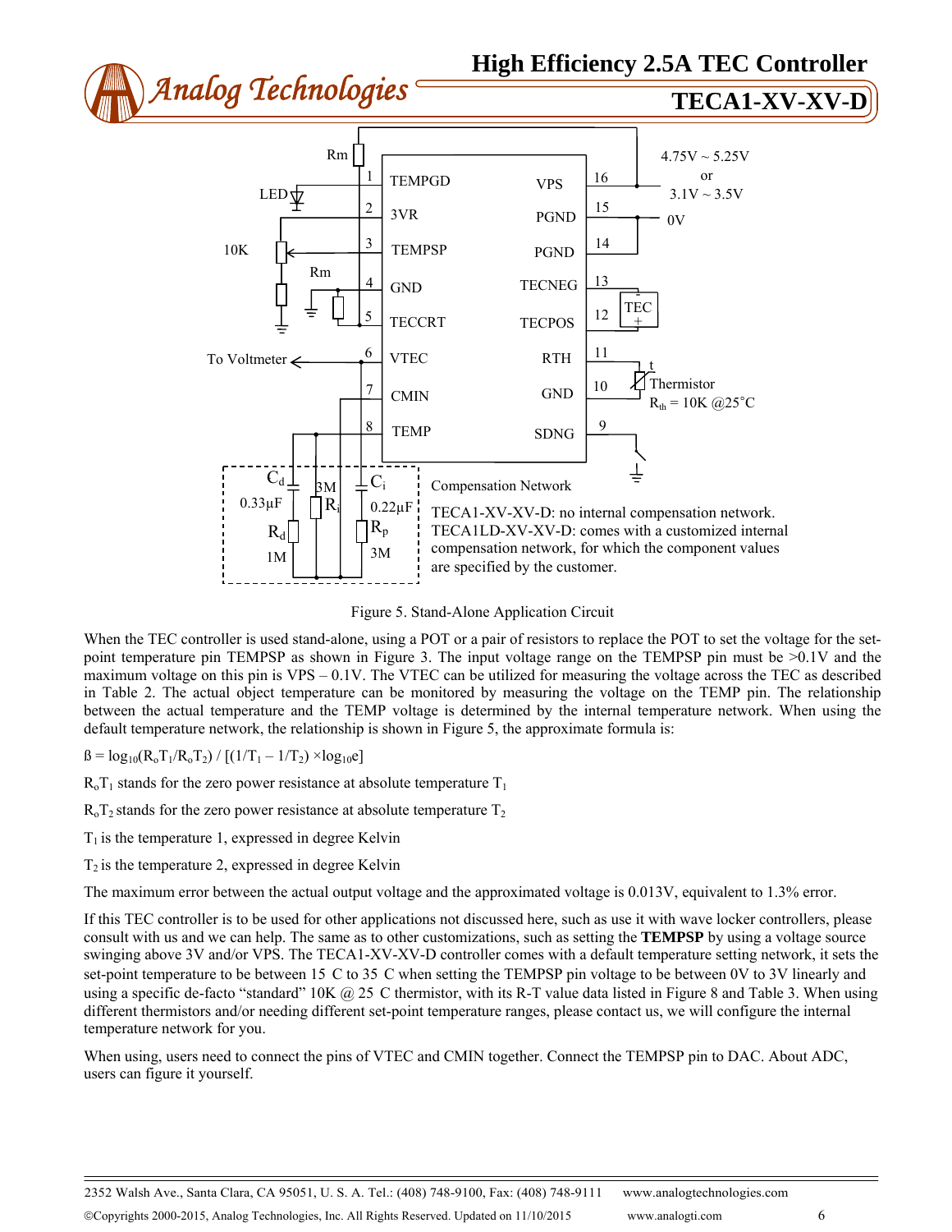Figure 5. Stand-Alone Application Circuit

When the TEC controller is used stand-alone, using a POT or a pair of resistors to replace the POT to set the voltage for the set-point temperature pin TEMPSP as shown in Figure 3. The input voltage range on the TEMPSP pin must be >0.1V and the maximum voltage on this pin is VPS – 0.1V. The VTEC can be utilized for measuring the voltage across the TEC as described in Table 2. The actual object temperature can be monitored by measuring the voltage on the TEMP pin. The relationship between the actual temperature and the TEMP voltage is determined by the internal temperature network. When using the default temperature network, the relationship is shown in Figure 5, the approximate formula is:

$ß = \log_{10}(R_oT_1/R_oT_2) / [(1/T_1 – 1/T_2) \times \log_{10}e]$

$R_oT_1$ stands for the zero power resistance at absolute temperature $T_1$

$R_oT_2$ stands for the zero power resistance at absolute temperature $T_2$

$T_1$ is the temperature 1, expressed in degree Kelvin

$T_2$ is the temperature 2, expressed in degree Kelvin

The maximum error between the actual output voltage and the approximated voltage is 0.013V, equivalent to 1.3% error.

If this TEC controller is to be used for other applications not discussed here, such as use it with wave locker controllers, please consult with us and we can help. The same as to other customizations, such as setting the **TEMPSP** by using a voltage source swinging above 3V and/or VPS. The TECA1-XV-XV-D controller comes with a default temperature setting network, it sets the set-point temperature to be between 15 C to 35 C when setting the TEMPSP pin voltage to be between 0V to 3V linearly and using a specific de-facto "standard" 10K @ 25 C thermistor, with its R-T value data listed in Figure 8 and Table 3. When using different thermistors and/or needing different set-point temperature ranges, please contact us, we will configure the internal temperature network for you.

When using, users need to connect the pins of VTEC and CMIN together. Connect the TEMPSP pin to DAC. About ADC, users can figure it yourself.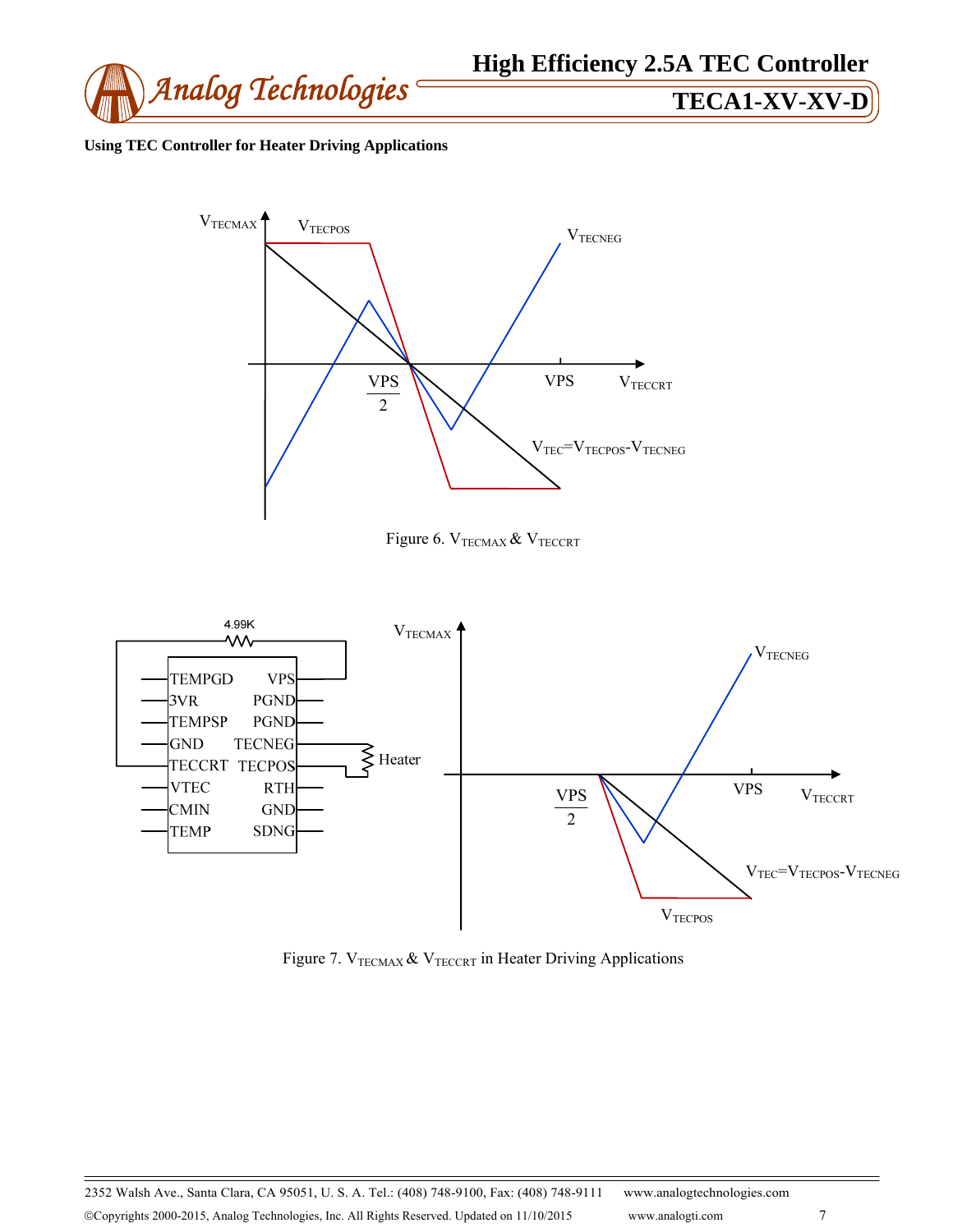**Using TEC Controller for Heater Driving Applications**

Figure 6. $V_{TECMAX}$ & $V_{TECCRT}$

Figure 7. $V_{TECMAX}$ & $V_{TECCRT}$ in Heater Driving Applications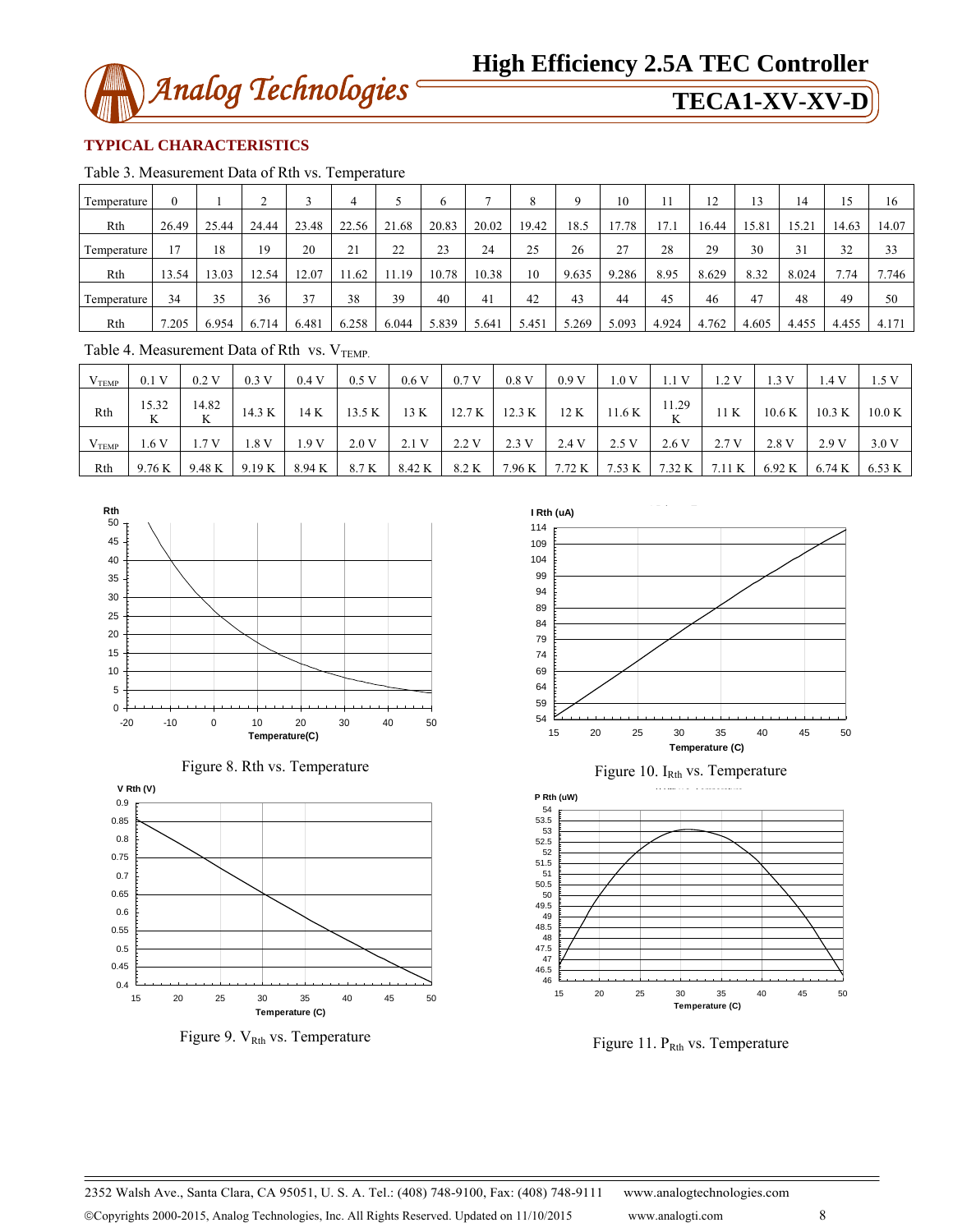## TYPICAL CHARACTERISTICS

Table 3. Measurement Data of Rth vs. Temperature

| Temperature | 0 | 1 | 2 | 3 | 4 | 5 | 6 | 7 | 8 | 9 | 10 | 11 | 12 | 13 | 14 | 15 | 16 |
|---|---|---|---|---|---|---|---|---|---|---|---|---|---|---|---|---|---|
| Rth | 26.49 | 25.44 | 24.44 | 23.48 | 22.56 | 21.68 | 20.83 | 20.02 | 19.42 | 18.5 | 17.78 | 17.1 | 16.44 | 15.81 | 15.21 | 14.63 | 14.07 |
| Temperature | 17 | 18 | 19 | 20 | 21 | 22 | 23 | 24 | 25 | 26 | 27 | 28 | 29 | 30 | 31 | 32 | 33 |
| Rth | 13.54 | 13.03 | 12.54 | 12.07 | 11.62 | 11.19 | 10.78 | 10.38 | 10 | 9.635 | 9.286 | 8.95 | 8.629 | 8.32 | 8.024 | 7.74 | 7.746 |
| Temperature | 34 | 35 | 36 | 37 | 38 | 39 | 40 | 41 | 42 | 43 | 44 | 45 | 46 | 47 | 48 | 49 | 50 |
| Rth | 7.205 | 6.954 | 6.714 | 6.481 | 6.258 | 6.044 | 5.839 | 5.641 | 5.451 | 5.269 | 5.093 | 4.924 | 4.762 | 4.605 | 4.455 | 4.455 | 4.171 |

Table 4. Measurement Data of Rth vs. $V_{TEMP}$

| $V_{TEMP}$ | 0.1 V | 0.2 V | 0.3 V | 0.4 V | 0.5 V | 0.6 V | 0.7 V | 0.8 V | 0.9 V | 1.0 V | 1.1 V | 1.2 V | 1.3 V | 1.4 V | 1.5 V |
|---|---|---|---|---|---|---|---|---|---|---|---|---|---|---|---|
| Rth | 15.32 K | 14.82 K | 14.3 K | 14 K | 13.5 K | 13 K | 12.7 K | 12.3 K | 12 K | 11.6 K | 11.29 K | 11 K | 10.6 K | 10.3 K | 10.0 K |
| $V_{TEMP}$ | 1.6 V | 1.7 V | 1.8 V | 1.9 V | 2.0 V | 2.1 V | 2.2 V | 2.3 V | 2.4 V | 2.5 V | 2.6 V | 2.7 V | 2.8 V | 2.9 V | 3.0 V |
| Rth | 9.76 K | 9.48 K | 9.19 K | 8.94 K | 8.7 K | 8.42 K | 8.2 K | 7.96 K | 7.72 K | 7.53 K | 7.32 K | 7.11 K | 6.92 K | 6.74 K | 6.53 K |

Figure 8. Rth vs. Temperature

Figure 10. $I_{Rth}$ vs. Temperature

Figure 9. $V_{Rth}$ vs. Temperature

Figure 11. $P_{Rth}$ vs. Temperature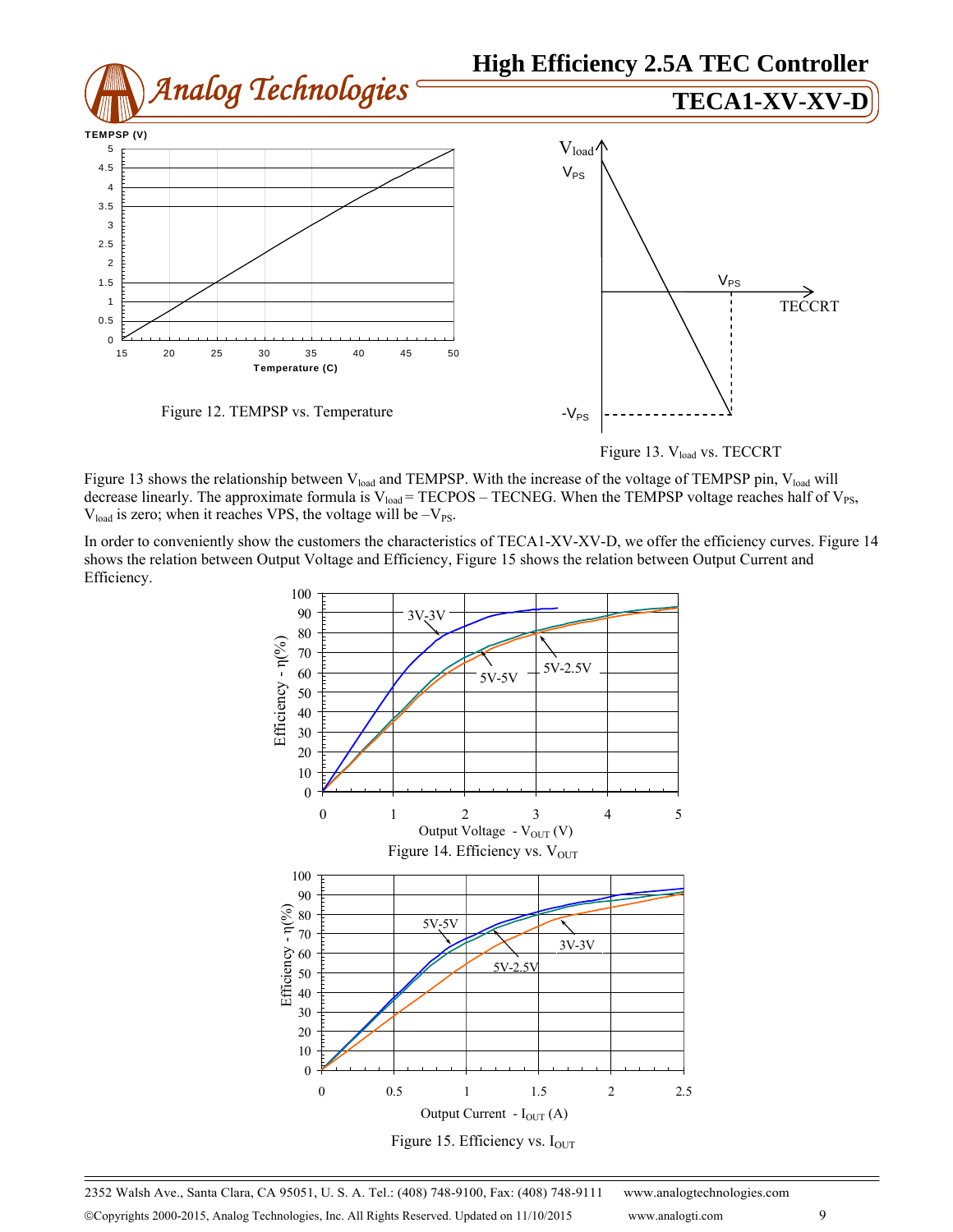Figure 12. TEMPSP vs. Temperature

Figure 13. $V_{load}$ vs. TECCRT

Figure 13 shows the relationship between $V_{load}$ and TEMPSP. With the increase of the voltage of TEMPSP pin, $V_{load}$ will decrease linearly. The approximate formula is $V_{load}$ = TECPOS – TECNEG. When the TEMPSP voltage reaches half of $V_{PS}$, $V_{load}$ is zero; when it reaches VPS, the voltage will be $-V_{PS}$.

In order to conveniently show the customers the characteristics of TECA1-XV-XV-D, we offer the efficiency curves. Figure 14 shows the relation between Output Voltage and Efficiency, Figure 15 shows the relation between Output Current and Efficiency.

Figure 14. Efficiency vs. $V_{OUT}$

Figure 15. Efficiency vs. $I_{OUT}$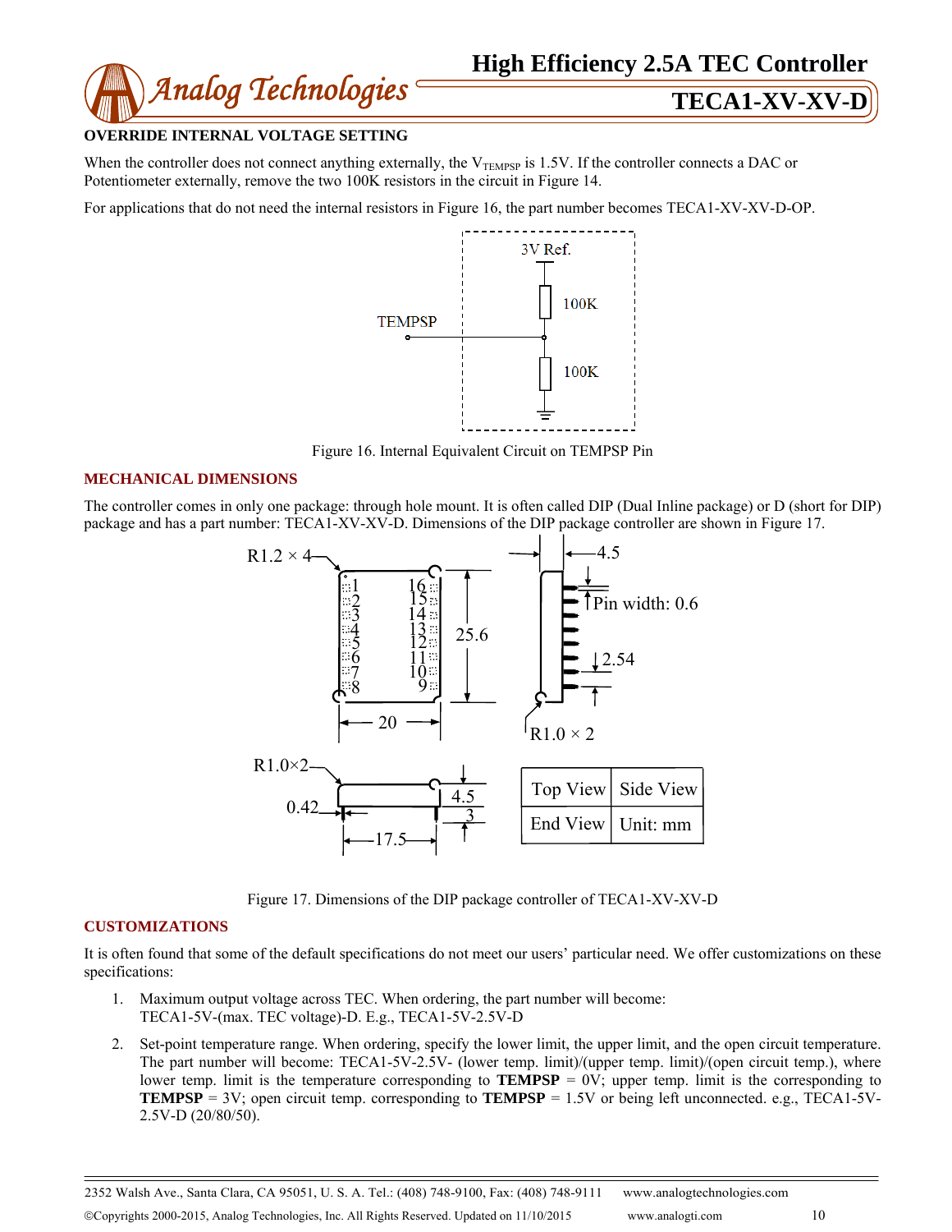### OVERRIDE INTERNAL VOLTAGE SETTING

When the controller does not connect anything externally, the $V_{TEMPSP}$ is 1.5V. If the controller connects a DAC or Potentiometer externally, remove the two 100K resistors in the circuit in Figure 14.

For applications that do not need the internal resistors in Figure 16, the part number becomes TECA1-XV-XV-D-OP.

Figure 16. Internal Equivalent Circuit on TEMPSP Pin

## MECHANICAL DIMENSIONS

The controller comes in only one package: through hole mount. It is often called DIP (Dual Inline package) or D (short for DIP) package and has a part number: TECA1-XV-XV-D. Dimensions of the DIP package controller are shown in Figure 17.

Figure 17. Dimensions of the DIP package controller of TECA1-XV-XV-D

## CUSTOMIZATIONS

It is often found that some of the default specifications do not meet our users' particular need. We offer customizations on these specifications:

1. Maximum output voltage across TEC. When ordering, the part number will become: TECA1-5V-(max. TEC voltage)-D. E.g., TECA1-5V-2.5V-D
2. Set-point temperature range. When ordering, specify the lower limit, the upper limit, and the open circuit temperature. The part number will become: TECA1-5V-2.5V- (lower temp. limit)/(upper temp. limit)/(open circuit temp.), where lower temp. limit is the temperature corresponding to **TEMPSP** = 0V; upper temp. limit is the corresponding to **TEMPSP** = 3V; open circuit temp. corresponding to **TEMPSP** = 1.5V or being left unconnected. e.g., TECA1-5V-2.5V-D (20/80/50).

2352 Walsh Ave., Santa Clara, CA 95051, U. S. A. Tel.: (408) 748-9100, Fax: (408) 748-9111 www.analogtechnologies.com

©Copyrights 2000-2015, Analog Technologies, Inc. All Rights Reserved. Updated on 11/10/2015 www.analogti.com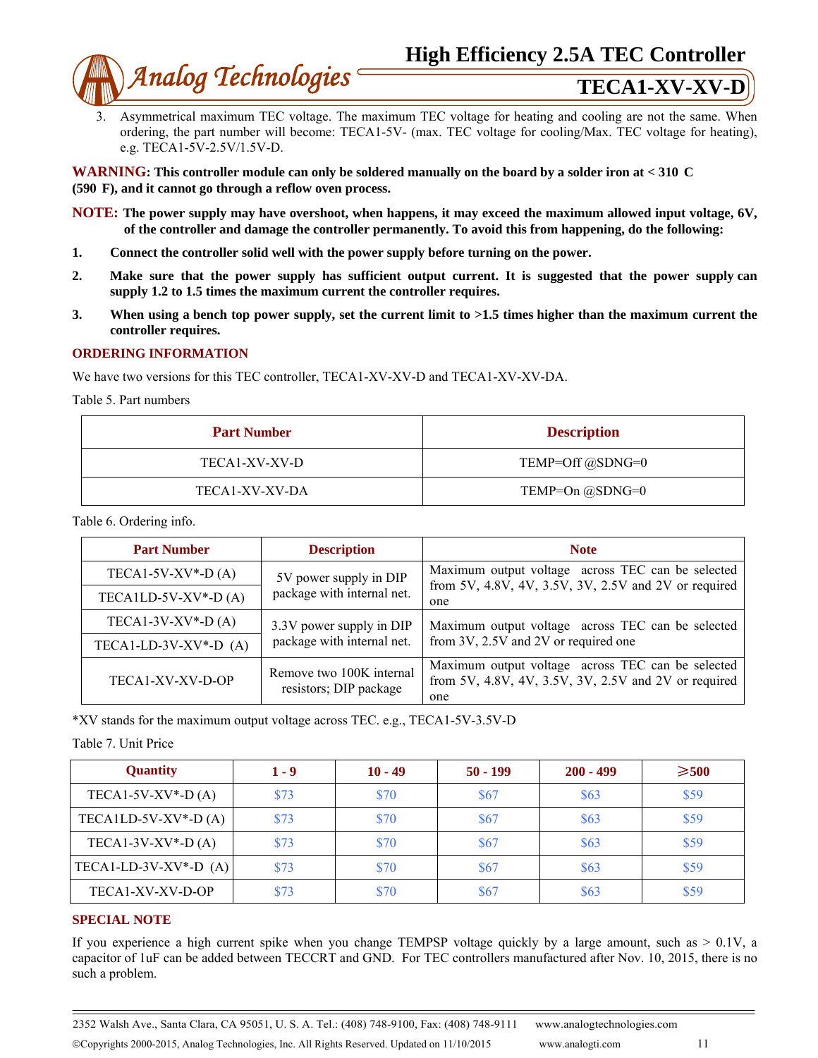3. Asymmetrical maximum TEC voltage. The maximum TEC voltage for heating and cooling are not the same. When ordering, the part number will become: TECA1-5V- (max. TEC voltage for cooling/Max. TEC voltage for heating), e.g. TECA1-5V-2.5V/1.5V-D.

**WARNING: This controller module can only be soldered manually on the board by a solder iron at < 310 C (590 F), and it cannot go through a reflow oven process.**

**NOTE: The power supply may have overshoot, when happens, it may exceed the maximum allowed input voltage, 6V, of the controller and damage the controller permanently. To avoid this from happening, do the following:**

1. **Connect the controller solid well with the power supply before turning on the power.**
2. **Make sure that the power supply has sufficient output current. It is suggested that the power supply can supply 1.2 to 1.5 times the maximum current the controller requires.**
3. **When using a bench top power supply, set the current limit to >1.5 times higher than the maximum current the controller requires.**

## ORDERING INFORMATION

We have two versions for this TEC controller, TECA1-XV-XV-D and TECA1-XV-XV-DA.

Table 5. Part numbers

| Part Number | Description |
|---|---|
| TECA1-XV-XV-D | TEMP=Off @SDNG=0 |
| TECA1-XV-XV-DA | TEMP=On @SDNG=0 |

Table 6. Ordering info.

| Part Number | Description | Note |
|---|---|---|
| TECA1-5V-XV*-D (A) | 5V power supply in DIP package with internal net. | Maximum output voltage across TEC can be selected from 5V, 4.8V, 4V, 3.5V, 3V, 2.5V and 2V or required one |
| TECA1LD-5V-XV*-D (A) | | |
| TECA1-3V-XV*-D (A) | 3.3V power supply in DIP package with internal net. | Maximum output voltage across TEC can be selected from 3V, 2.5V and 2V or required one |
| TECA1-LD-3V-XV*-D (A) | | |
| TECA1-XV-XV-D-OP | Remove two 100K internal resistors; DIP package | Maximum output voltage across TEC can be selected from 5V, 4.8V, 4V, 3.5V, 3V, 2.5V and 2V or required one |

*XV stands for the maximum output voltage across TEC. e.g., TECA1-5V-3.5V-D

Table 7. Unit Price

| Quantity | 1 - 9 | 10 - 49 | 50 - 199 | 200 - 499 | ≥500 |
|---|---|---|---|---|---|
| TECA1-5V-XV*-D (A) | $73 | $70 | $67 | $63 | $59 |
| TECA1LD-5V-XV*-D (A) | $73 | $70 | $67 | $63 | $59 |
| TECA1-3V-XV*-D (A) | $73 | $70 | $67 | $63 | $59 |
| TECA1-LD-3V-XV*-D (A) | $73 | $70 | $67 | $63 | $59 |
| TECA1-XV-XV-D-OP | $73 | $70 | $67 | $63 | $59 |

## SPECIAL NOTE

If you experience a high current spike when you change TEMPSP voltage quickly by a large amount, such as > 0.1V, a capacitor of 1uF can be added between TECCRT and GND. For TEC controllers manufactured after Nov. 10, 2015, there is no such a problem.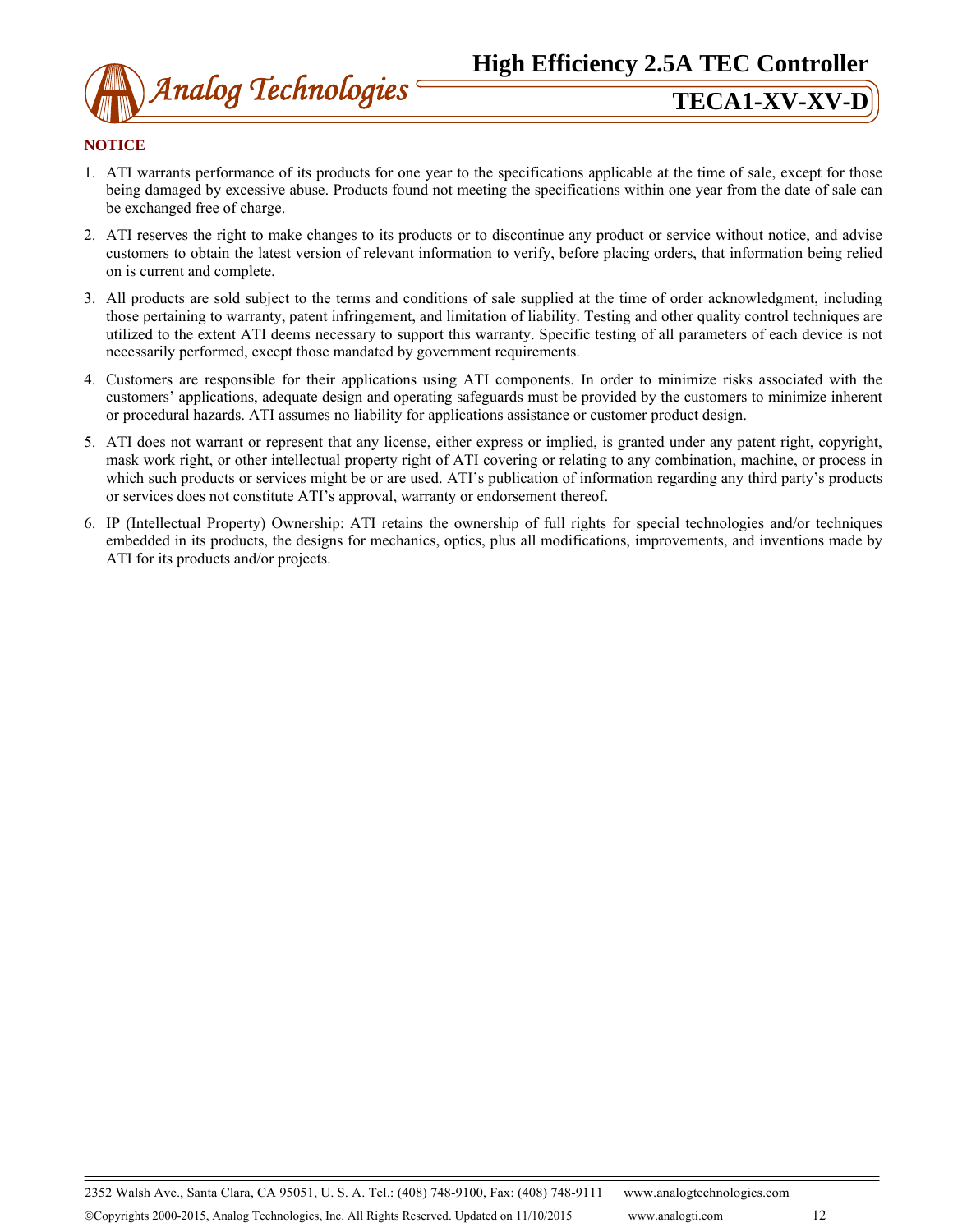## NOTICE

1. ATI warrants performance of its products for one year to the specifications applicable at the time of sale, except for those being damaged by excessive abuse. Products found not meeting the specifications within one year from the date of sale can be exchanged free of charge.
2. ATI reserves the right to make changes to its products or to discontinue any product or service without notice, and advise customers to obtain the latest version of relevant information to verify, before placing orders, that information being relied on is current and complete.
3. All products are sold subject to the terms and conditions of sale supplied at the time of order acknowledgment, including those pertaining to warranty, patent infringement, and limitation of liability. Testing and other quality control techniques are utilized to the extent ATI deems necessary to support this warranty. Specific testing of all parameters of each device is not necessarily performed, except those mandated by government requirements.
4. Customers are responsible for their applications using ATI components. In order to minimize risks associated with the customers' applications, adequate design and operating safeguards must be provided by the customers to minimize inherent or procedural hazards. ATI assumes no liability for applications assistance or customer product design.
5. ATI does not warrant or represent that any license, either express or implied, is granted under any patent right, copyright, mask work right, or other intellectual property right of ATI covering or relating to any combination, machine, or process in which such products or services might be or are used. ATI's publication of information regarding any third party's products or services does not constitute ATI's approval, warranty or endorsement thereof.
6. IP (Intellectual Property) Ownership: ATI retains the ownership of full rights for special technologies and/or techniques embedded in its products, the designs for mechanics, optics, plus all modifications, improvements, and inventions made by ATI for its products and/or projects.